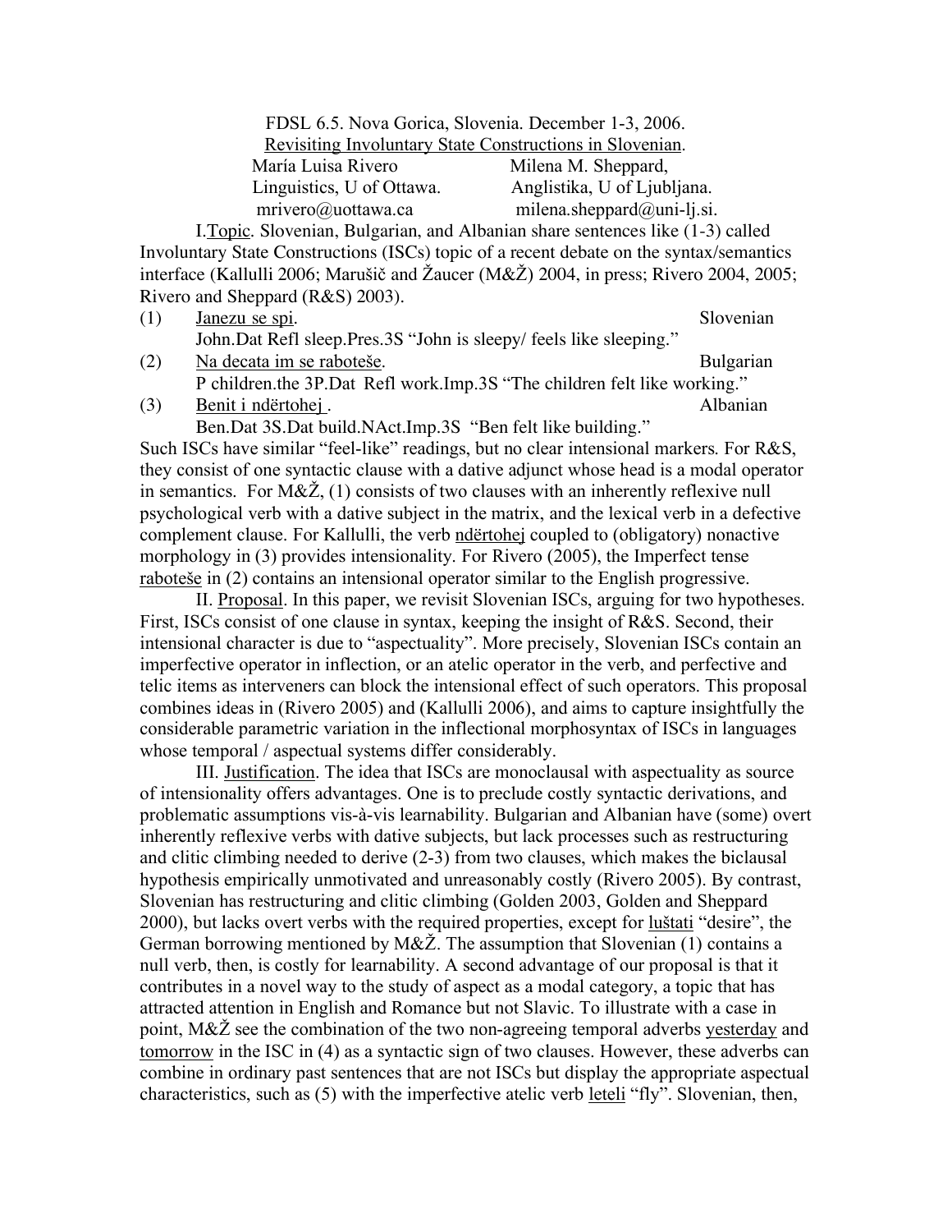FDSL 6.5. Nova Gorica, Slovenia. December 1-3, 2006.

<u>Revisiting Involuntary State Constructions in Slovenian</u>.

María Luisa Rivero — Linguistics, U of Ottawa. — mrivero@uottawa.ca

Milena M. Sheppard, — Anglistika, U of Ljubljana. — milena.sheppard@uni-lj.si.

I. <u>Topic</u>. Slovenian, Bulgarian, and Albanian share sentences like (1-3) called Involuntary State Constructions (ISCs) topic of a recent debate on the syntax/semantics interface (Kallulli 2006; Marušič and Žaucer (M&Ž) 2004, in press; Rivero 2004, 2005; Rivero and Sheppard (R&S) 2003).

(1) <u>Janezu se spi</u>. — Slovenian
John.Dat Refl sleep.Pres.3S "John is sleepy/ feels like sleeping."

(2) <u>Na decata im se raboteše</u>. — Bulgarian
P children.the 3P.Dat Refl work.Imp.3S "The children felt like working."

(3) <u>Benit i ndërtohej</u> . — Albanian
Ben.Dat 3S.Dat build.NAct.Imp.3S "Ben felt like building."

Such ISCs have similar "feel-like" readings, but no clear intensional markers. For R&S, they consist of one syntactic clause with a dative adjunct whose head is a modal operator in semantics. For M&Ž, (1) consists of two clauses with an inherently reflexive null psychological verb with a dative subject in the matrix, and the lexical verb in a defective complement clause. For Kallulli, the verb <u>ndërtohej</u> coupled to (obligatory) nonactive morphology in (3) provides intensionality. For Rivero (2005), the Imperfect tense <u>raboteše</u> in (2) contains an intensional operator similar to the English progressive.

II. <u>Proposal</u>. In this paper, we revisit Slovenian ISCs, arguing for two hypotheses. First, ISCs consist of one clause in syntax, keeping the insight of R&S. Second, their intensional character is due to "aspectuality". More precisely, Slovenian ISCs contain an imperfective operator in inflection, or an atelic operator in the verb, and perfective and telic items as interveners can block the intensional effect of such operators. This proposal combines ideas in (Rivero 2005) and (Kallulli 2006), and aims to capture insightfully the considerable parametric variation in the inflectional morphosyntax of ISCs in languages whose temporal / aspectual systems differ considerably.

III. <u>Justification</u>. The idea that ISCs are monoclausal with aspectuality as source of intensionality offers advantages. One is to preclude costly syntactic derivations, and problematic assumptions vis-à-vis learnability. Bulgarian and Albanian have (some) overt inherently reflexive verbs with dative subjects, but lack processes such as restructuring and clitic climbing needed to derive (2-3) from two clauses, which makes the biclausal hypothesis empirically unmotivated and unreasonably costly (Rivero 2005). By contrast, Slovenian has restructuring and clitic climbing (Golden 2003, Golden and Sheppard 2000), but lacks overt verbs with the required properties, except for <u>luštati</u> "desire", the German borrowing mentioned by M&Ž. The assumption that Slovenian (1) contains a null verb, then, is costly for learnability. A second advantage of our proposal is that it contributes in a novel way to the study of aspect as a modal category, a topic that has attracted attention in English and Romance but not Slavic. To illustrate with a case in point, M&Ž see the combination of the two non-agreeing temporal adverbs <u>yesterday</u> and <u>tomorrow</u> in the ISC in (4) as a syntactic sign of two clauses. However, these adverbs can combine in ordinary past sentences that are not ISCs but display the appropriate aspectual characteristics, such as (5) with the imperfective atelic verb <u>leteli</u> "fly". Slovenian, then,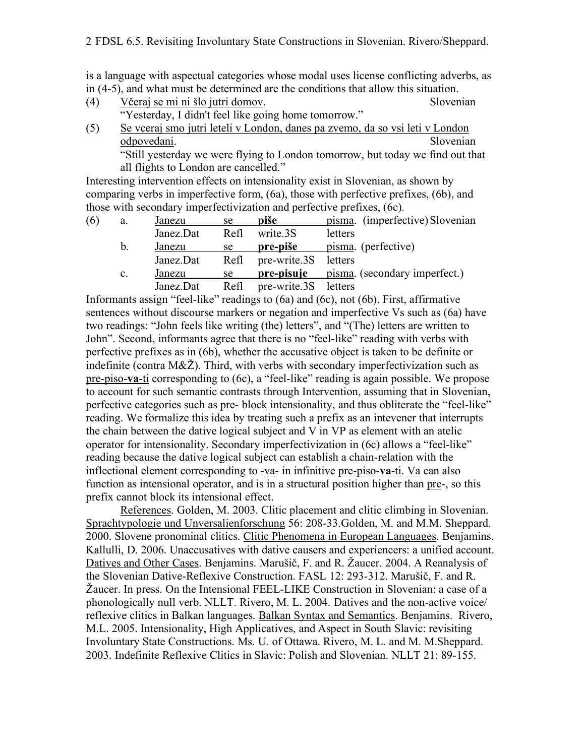is a language with aspectual categories whose modal uses license conflicting adverbs, as in (4-5), and what must be determined are the conditions that allow this situation.

(4) Včeraj se mi ni šlo jutri domov. Slovenian
"Yesterday, I didn't feel like going home tomorrow."

(5) Se vceraj smo jutri leteli v London, danes pa zvemo, da so vsi leti v London odpovedani. Slovenian
"Still yesterday we were flying to London tomorrow, but today we find out that all flights to London are cancelled."

Interesting intervention effects on intensionality exist in Slovenian, as shown by comparing verbs in imperfective form, (6a), those with perfective prefixes, (6b), and those with secondary imperfectivization and perfective prefixes, (6c).

| | | | | | | |
|---|---|---|---|---|---|---|
| (6) | a. | Janezu | se | **piše** | pisma. | (imperfective) Slovenian |
| | | Janez.Dat | Refl | write.3S | letters | |
| | b. | Janezu | se | **pre-piše** | pisma. | (perfective) |
| | | Janez.Dat | Refl | pre-write.3S | letters | |
| | c. | Janezu | se | **pre-pisuje** | pisma. | (secondary imperfect.) |
| | | Janez.Dat | Refl | pre-write.3S | letters | |

Informants assign "feel-like" readings to (6a) and (6c), not (6b). First, affirmative sentences without discourse markers or negation and imperfective Vs such as (6a) have two readings: "John feels like writing (the) letters", and "(The) letters are written to John". Second, informants agree that there is no "feel-like" reading with verbs with perfective prefixes as in (6b), whether the accusative object is taken to be definite or indefinite (contra M&Ž). Third, with verbs with secondary imperfectivization such as pre-piso-**va**-ti corresponding to (6c), a "feel-like" reading is again possible. We propose to account for such semantic contrasts through Intervention, assuming that in Slovenian, perfective categories such as pre- block intensionality, and thus obliterate the "feel-like" reading. We formalize this idea by treating such a prefix as an intevener that interrupts the chain between the dative logical subject and V in VP as element with an atelic operator for intensionality. Secondary imperfectivization in (6c) allows a "feel-like" reading because the dative logical subject can establish a chain-relation with the inflectional element corresponding to -va- in infinitive pre-piso-**va**-ti. Va can also function as intensional operator, and is in a structural position higher than pre-, so this prefix cannot block its intensional effect.

References. Golden, M. 2003. Clitic placement and clitic climbing in Slovenian. Sprachtypologie und Unversalienforschung 56: 208-33.Golden, M. and M.M. Sheppard. 2000. Slovene pronominal clitics. Clitic Phenomena in European Languages. Benjamins. Kallulli, D. 2006. Unaccusatives with dative causers and experiencers: a unified account. Datives and Other Cases. Benjamins. Marušič, F. and R. Žaucer. 2004. A Reanalysis of the Slovenian Dative-Reflexive Construction. FASL 12: 293-312. Marušič, F. and R. Žaucer. In press. On the Intensional FEEL-LIKE Construction in Slovenian: a case of a phonologically null verb. NLLT. Rivero, M. L. 2004. Datives and the non-active voice/ reflexive clitics in Balkan languages. Balkan Syntax and Semantics. Benjamins. Rivero, M.L. 2005. Intensionality, High Applicatives, and Aspect in South Slavic: revisiting Involuntary State Constructions. Ms. U. of Ottawa. Rivero, M. L. and M. M.Sheppard. 2003. Indefinite Reflexive Clitics in Slavic: Polish and Slovenian. NLLT 21: 89-155.